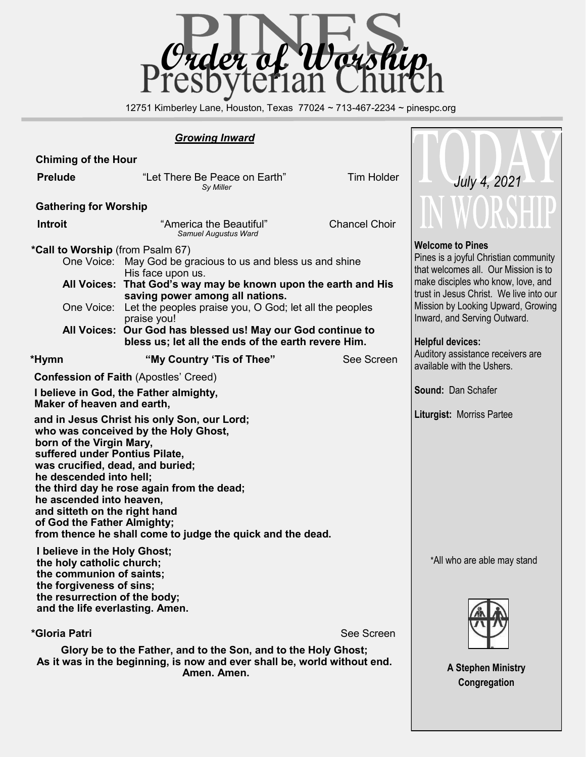# PINES Presbyterian Church
## Order of Worship

12751 Kimberley Lane, Houston, Texas 77024 ~ 713-467-2234 ~ pinespc.org

***Growing Inward***

**Chiming of the Hour**

**Prelude** — "Let There Be Peace on Earth" *Sy Miller* — Tim Holder

**Gathering for Worship**

**Introit** — "America the Beautiful" *Samuel Augustus Ward* — Chancel Choir

**\*Call to Worship** (from Psalm 67)

One Voice: May God be gracious to us and bless us and shine His face upon us.

**All Voices: That God's way may be known upon the earth and His saving power among all nations.**

One Voice: Let the peoples praise you, O God; let all the peoples praise you!

**All Voices: Our God has blessed us! May our God continue to bless us; let all the ends of the earth revere Him.**

**\*Hymn** — **"My Country 'Tis of Thee"** — See Screen

**Confession of Faith** (Apostles' Creed)

**I believe in God, the Father almighty,**
**Maker of heaven and earth,**

**and in Jesus Christ his only Son, our Lord;**
**who was conceived by the Holy Ghost,**
**born of the Virgin Mary,**
**suffered under Pontius Pilate,**
**was crucified, dead, and buried;**
**he descended into hell;**
**the third day he rose again from the dead;**
**he ascended into heaven,**
**and sitteth on the right hand**
**of God the Father Almighty;**
**from thence he shall come to judge the quick and the dead.**

**I believe in the Holy Ghost;**
**the holy catholic church;**
**the communion of saints;**
**the forgiveness of sins;**
**the resurrection of the body;**
**and the life everlasting. Amen.**

**\*Gloria Patri** — See Screen

**Glory be to the Father, and to the Son, and to the Holy Ghost;**
**As it was in the beginning, is now and ever shall be, world without end.**
**Amen. Amen.**

---

## TODAY IN WORSHIP

*July 4, 2021*

**Welcome to Pines**
Pines is a joyful Christian community that welcomes all. Our Mission is to make disciples who know, love, and trust in Jesus Christ. We live into our Mission by Looking Upward, Growing Inward, and Serving Outward.

**Helpful devices:**
Auditory assistance receivers are available with the Ushers.

**Sound:** Dan Schafer

**Liturgist:** Morriss Partee

\*All who are able may stand

**A Stephen Ministry Congregation**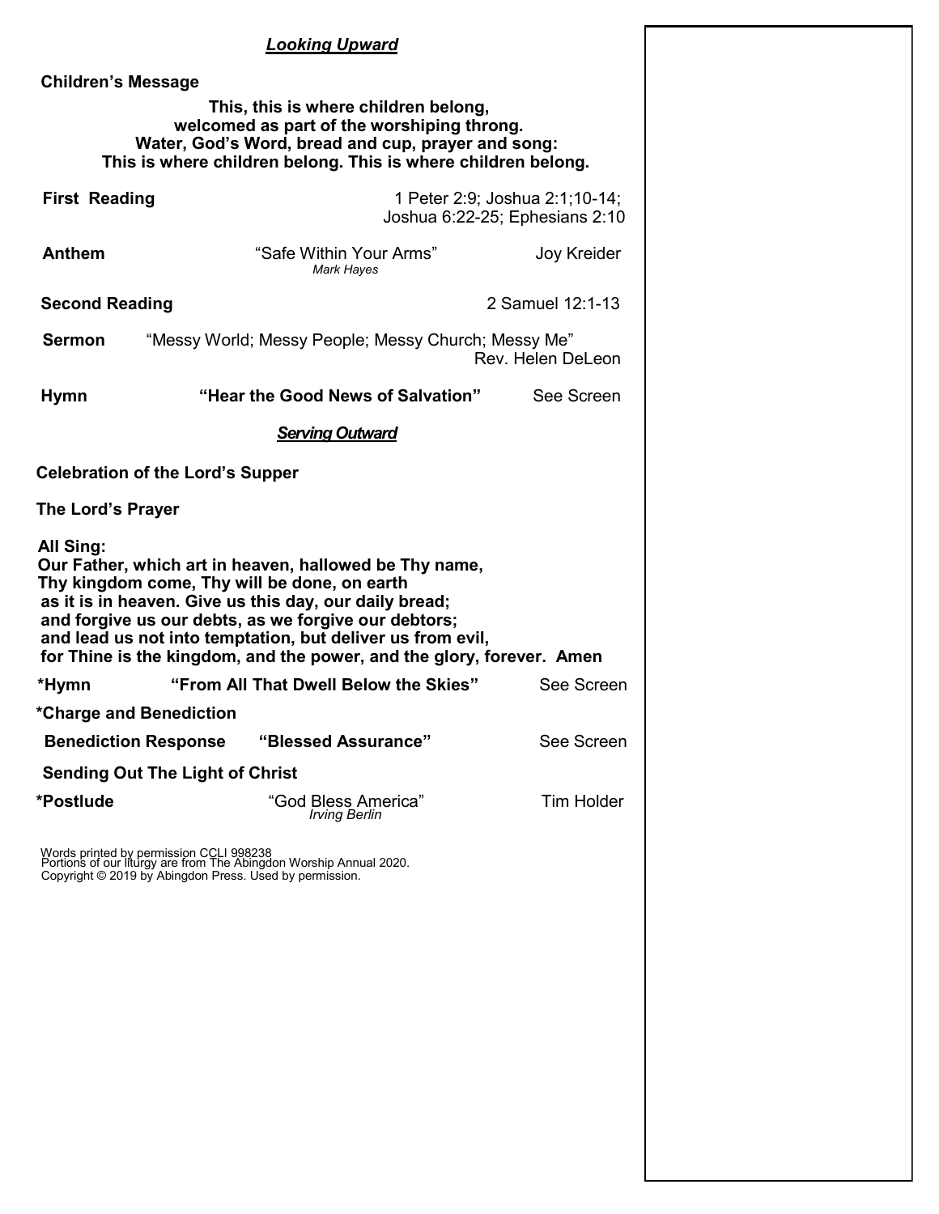## ***Looking Upward***

**Children's Message**

**This, this is where children belong,**
**welcomed as part of the worshiping throng.**
**Water, God's Word, bread and cup, prayer and song:**
**This is where children belong. This is where children belong.**

**First Reading** — 1 Peter 2:9; Joshua 2:1;10-14; Joshua 6:22-25; Ephesians 2:10

**Anthem** — "Safe Within Your Arms" *Mark Hayes* — Joy Kreider

**Second Reading** — 2 Samuel 12:1-13

**Sermon** — "Messy World; Messy People; Messy Church; Messy Me" — Rev. Helen DeLeon

**Hymn** — **"Hear the Good News of Salvation"** — See Screen

## ***Serving Outward***

**Celebration of the Lord's Supper**

**The Lord's Prayer**

**All Sing:**
**Our Father, which art in heaven, hallowed be Thy name,**
**Thy kingdom come, Thy will be done, on earth**
**as it is in heaven. Give us this day, our daily bread;**
**and forgive us our debts, as we forgive our debtors;**
**and lead us not into temptation, but deliver us from evil,**
**for Thine is the kingdom, and the power, and the glory, forever. Amen**

**\*Hymn** — **"From All That Dwell Below the Skies"** — See Screen

**\*Charge and Benediction**

**Benediction Response** — **"Blessed Assurance"** — See Screen

**Sending Out The Light of Christ**

**\*Postlude** — "God Bless America" *Irving Berlin* — Tim Holder

Words printed by permission CCLI 998238
Portions of our liturgy are from The Abingdon Worship Annual 2020.
Copyright © 2019 by Abingdon Press. Used by permission.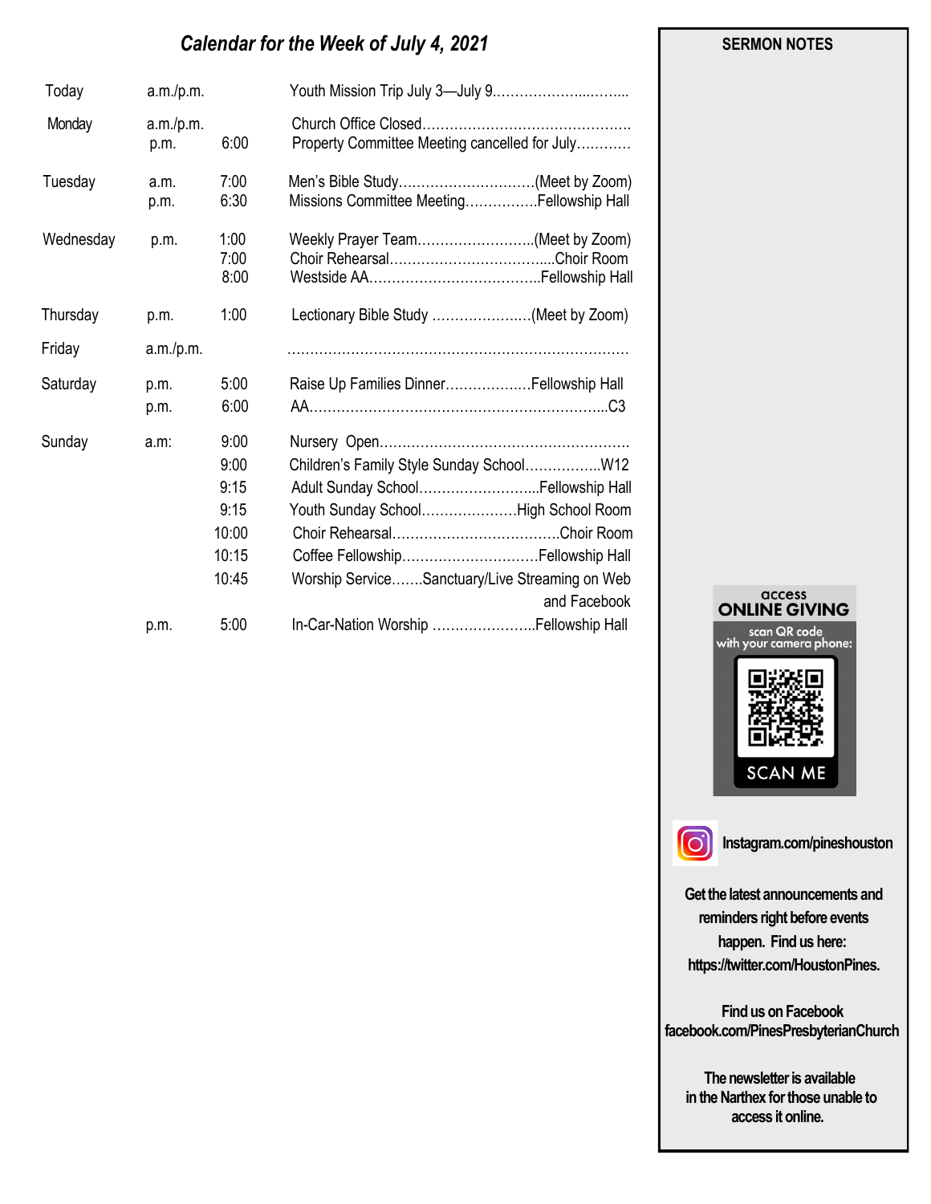## *Calendar for the Week of July 4, 2021*

| Day | | Time | Event |
|---|---|---|---|
| Today | a.m./p.m. | | Youth Mission Trip July 3—July 9……………………..……... |
| Monday | a.m./p.m. | | Church Office Closed………………………………………. |
| | p.m. | 6:00 | Property Committee Meeting cancelled for July………… |
| Tuesday | a.m. | 7:00 | Men's Bible Study…………………………(Meet by Zoom) |
| | p.m. | 6:30 | Missions Committee Meeting…………….Fellowship Hall |
| Wednesday | p.m. | 1:00 | Weekly Prayer Team……………………..(Meet by Zoom) |
| | | 7:00 | Choir Rehearsal……………………………....Choir Room |
| | | 8:00 | Westside AA………………………………..Fellowship Hall |
| Thursday | p.m. | 1:00 | Lectionary Bible Study ………………...(Meet by Zoom) |
| Friday | a.m./p.m. | | ………………………………………………………………… |
| Saturday | p.m. | 5:00 | Raise Up Families Dinner……………….Fellowship Hall |
| | p.m. | 6:00 | AA………………………………………………………...C3 |
| Sunday | a.m: | 9:00 | Nursery Open………………………………………………. |
| | | 9:00 | Children's Family Style Sunday School……………..W12 |
| | | 9:15 | Adult Sunday School……………………...Fellowship Hall |
| | | 9:15 | Youth Sunday School…………………High School Room |
| | | 10:00 | Choir Rehearsal……………………………….Choir Room |
| | | 10:15 | Coffee Fellowship…………………………Fellowship Hall |
| | | 10:45 | Worship Service…….Sanctuary/Live Streaming on Web and Facebook |
| | p.m. | 5:00 | In-Car-Nation Worship …………………..Fellowship Hall |

**SERMON NOTES**

access **ONLINE GIVING**
scan QR code with your camera phone:
SCAN ME

**Instagram.com/pineshouston**

**Get the latest announcements and reminders right before events happen. Find us here: https://twitter.com/HoustonPines.**

**Find us on Facebook facebook.com/PinesPresbyterianChurch**

**The newsletter is available in the Narthex for those unable to access it online.**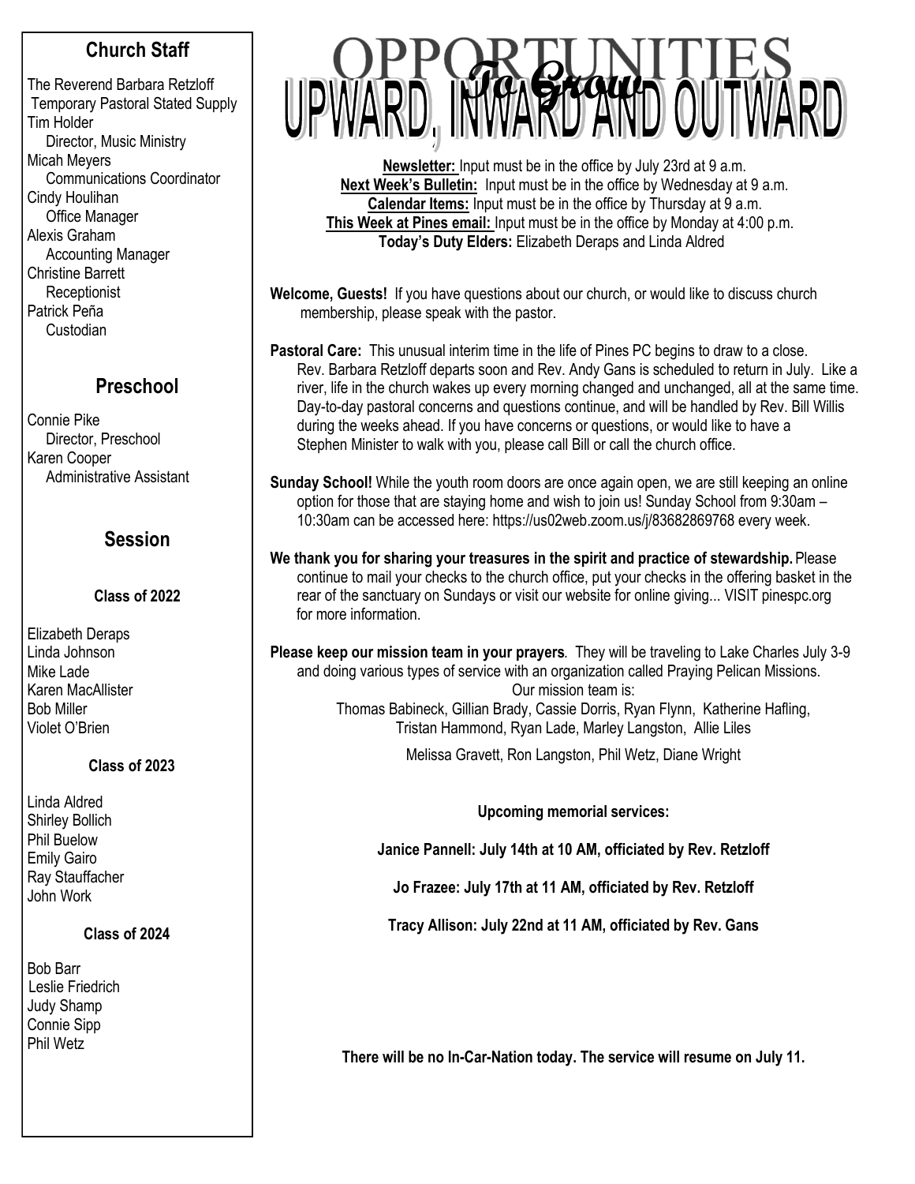## Church Staff

The Reverend Barbara Retzloff
Temporary Pastoral Stated Supply
Tim Holder
Director, Music Ministry
Micah Meyers
Communications Coordinator
Cindy Houlihan
Office Manager
Alexis Graham
Accounting Manager
Christine Barrett
Receptionist
Patrick Peña
Custodian

## Preschool

Connie Pike
Director, Preschool
Karen Cooper
Administrative Assistant

## Session

### Class of 2022

Elizabeth Deraps
Linda Johnson
Mike Lade
Karen MacAllister
Bob Miller
Violet O'Brien

### Class of 2023

Linda Aldred
Shirley Bollich
Phil Buelow
Emily Gairo
Ray Stauffacher
John Work

### Class of 2024

Bob Barr
Leslie Friedrich
Judy Shamp
Connie Sipp
Phil Wetz

# OPPORTUNITIES To Grow UPWARD, INWARD AND OUTWARD

**Newsletter:** Input must be in the office by July 23rd at 9 a.m.
**Next Week's Bulletin:** Input must be in the office by Wednesday at 9 a.m.
**Calendar Items:** Input must be in the office by Thursday at 9 a.m.
**This Week at Pines email:** Input must be in the office by Monday at 4:00 p.m.
**Today's Duty Elders:** Elizabeth Deraps and Linda Aldred

**Welcome, Guests!** If you have questions about our church, or would like to discuss church membership, please speak with the pastor.

**Pastoral Care:** This unusual interim time in the life of Pines PC begins to draw to a close. Rev. Barbara Retzloff departs soon and Rev. Andy Gans is scheduled to return in July. Like a river, life in the church wakes up every morning changed and unchanged, all at the same time. Day-to-day pastoral concerns and questions continue, and will be handled by Rev. Bill Willis during the weeks ahead. If you have concerns or questions, or would like to have a Stephen Minister to walk with you, please call Bill or call the church office.

**Sunday School!** While the youth room doors are once again open, we are still keeping an online option for those that are staying home and wish to join us! Sunday School from 9:30am – 10:30am can be accessed here: https://us02web.zoom.us/j/83682869768 every week.

**We thank you for sharing your treasures in the spirit and practice of stewardship.** Please continue to mail your checks to the church office, put your checks in the offering basket in the rear of the sanctuary on Sundays or visit our website for online giving... VISIT pinespc.org for more information.

**Please keep our mission team in your prayers**. They will be traveling to Lake Charles July 3-9 and doing various types of service with an organization called Praying Pelican Missions.
Our mission team is:
Thomas Babineck, Gillian Brady, Cassie Dorris, Ryan Flynn, Katherine Hafling, Tristan Hammond, Ryan Lade, Marley Langston, Allie Liles

Melissa Gravett, Ron Langston, Phil Wetz, Diane Wright

**Upcoming memorial services:**

**Janice Pannell: July 14th at 10 AM, officiated by Rev. Retzloff**

**Jo Frazee: July 17th at 11 AM, officiated by Rev. Retzloff**

**Tracy Allison: July 22nd at 11 AM, officiated by Rev. Gans**

**There will be no In-Car-Nation today. The service will resume on July 11.**